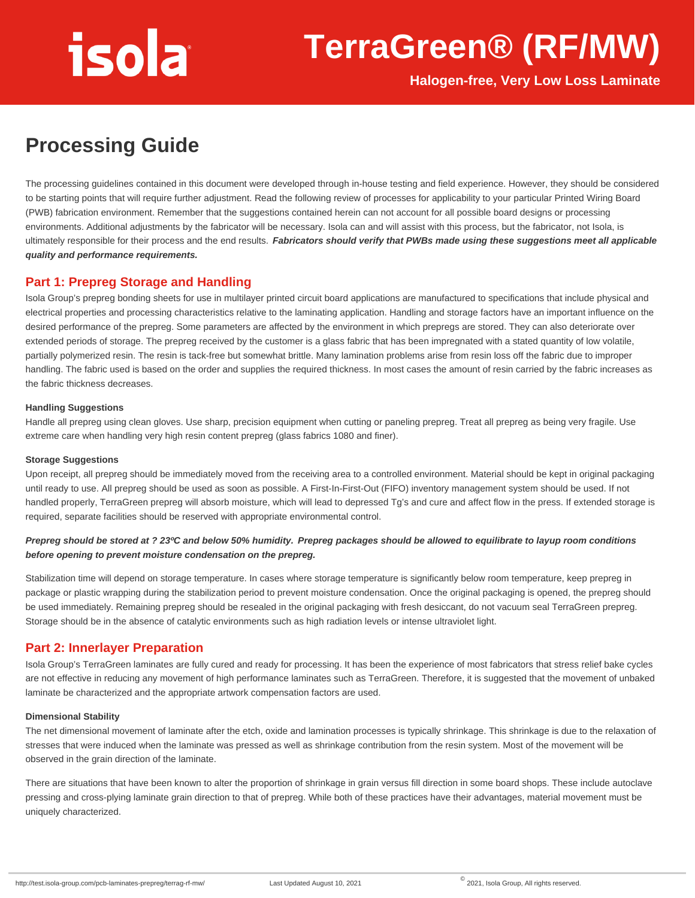# isola

# TerraGreen® (RF/MW)

**Halogen-free, Very Low Loss Laminate**

## Processing Guide

The processing guidelines contained in this document were developed through in-house testing and field experience. However, they should be considered to be starting points that will require further adjustment. Read the following review of processes for applicability to your particular Printed Wiring Board (PWB) fabrication environment. Remember that the suggestions contained herein can not account for all possible board designs or processing environments. Additional adjustments by the fabricator will be necessary. Isola can and will assist with this process, but the fabricator, not Isola, is ultimately responsible for their process and the end results. ***Fabricators should verify that PWBs made using these suggestions meet all applicable quality and performance requirements.***

### Part 1: Prepreg Storage and Handling

Isola Group's prepreg bonding sheets for use in multilayer printed circuit board applications are manufactured to specifications that include physical and electrical properties and processing characteristics relative to the laminating application. Handling and storage factors have an important influence on the desired performance of the prepreg. Some parameters are affected by the environment in which prepregs are stored. They can also deteriorate over extended periods of storage. The prepreg received by the customer is a glass fabric that has been impregnated with a stated quantity of low volatile, partially polymerized resin. The resin is tack-free but somewhat brittle. Many lamination problems arise from resin loss off the fabric due to improper handling. The fabric used is based on the order and supplies the required thickness. In most cases the amount of resin carried by the fabric increases as the fabric thickness decreases.

#### Handling Suggestions

Handle all prepreg using clean gloves. Use sharp, precision equipment when cutting or paneling prepreg. Treat all prepreg as being very fragile. Use extreme care when handling very high resin content prepreg (glass fabrics 1080 and finer).

#### Storage Suggestions

Upon receipt, all prepreg should be immediately moved from the receiving area to a controlled environment. Material should be kept in original packaging until ready to use. All prepreg should be used as soon as possible. A First-In-First-Out (FIFO) inventory management system should be used. If not handled properly, TerraGreen prepreg will absorb moisture, which will lead to depressed Tg's and cure and affect flow in the press. If extended storage is required, separate facilities should be reserved with appropriate environmental control.

***Prepreg should be stored at ? 23ºC and below 50% humidity. Prepreg packages should be allowed to equilibrate to layup room conditions before opening to prevent moisture condensation on the prepreg.***

Stabilization time will depend on storage temperature. In cases where storage temperature is significantly below room temperature, keep prepreg in package or plastic wrapping during the stabilization period to prevent moisture condensation. Once the original packaging is opened, the prepreg should be used immediately. Remaining prepreg should be resealed in the original packaging with fresh desiccant, do not vacuum seal TerraGreen prepreg. Storage should be in the absence of catalytic environments such as high radiation levels or intense ultraviolet light.

### Part 2: Innerlayer Preparation

Isola Group's TerraGreen laminates are fully cured and ready for processing. It has been the experience of most fabricators that stress relief bake cycles are not effective in reducing any movement of high performance laminates such as TerraGreen. Therefore, it is suggested that the movement of unbaked laminate be characterized and the appropriate artwork compensation factors are used.

#### Dimensional Stability

The net dimensional movement of laminate after the etch, oxide and lamination processes is typically shrinkage. This shrinkage is due to the relaxation of stresses that were induced when the laminate was pressed as well as shrinkage contribution from the resin system. Most of the movement will be observed in the grain direction of the laminate.

There are situations that have been known to alter the proportion of shrinkage in grain versus fill direction in some board shops. These include autoclave pressing and cross-plying laminate grain direction to that of prepreg. While both of these practices have their advantages, material movement must be uniquely characterized.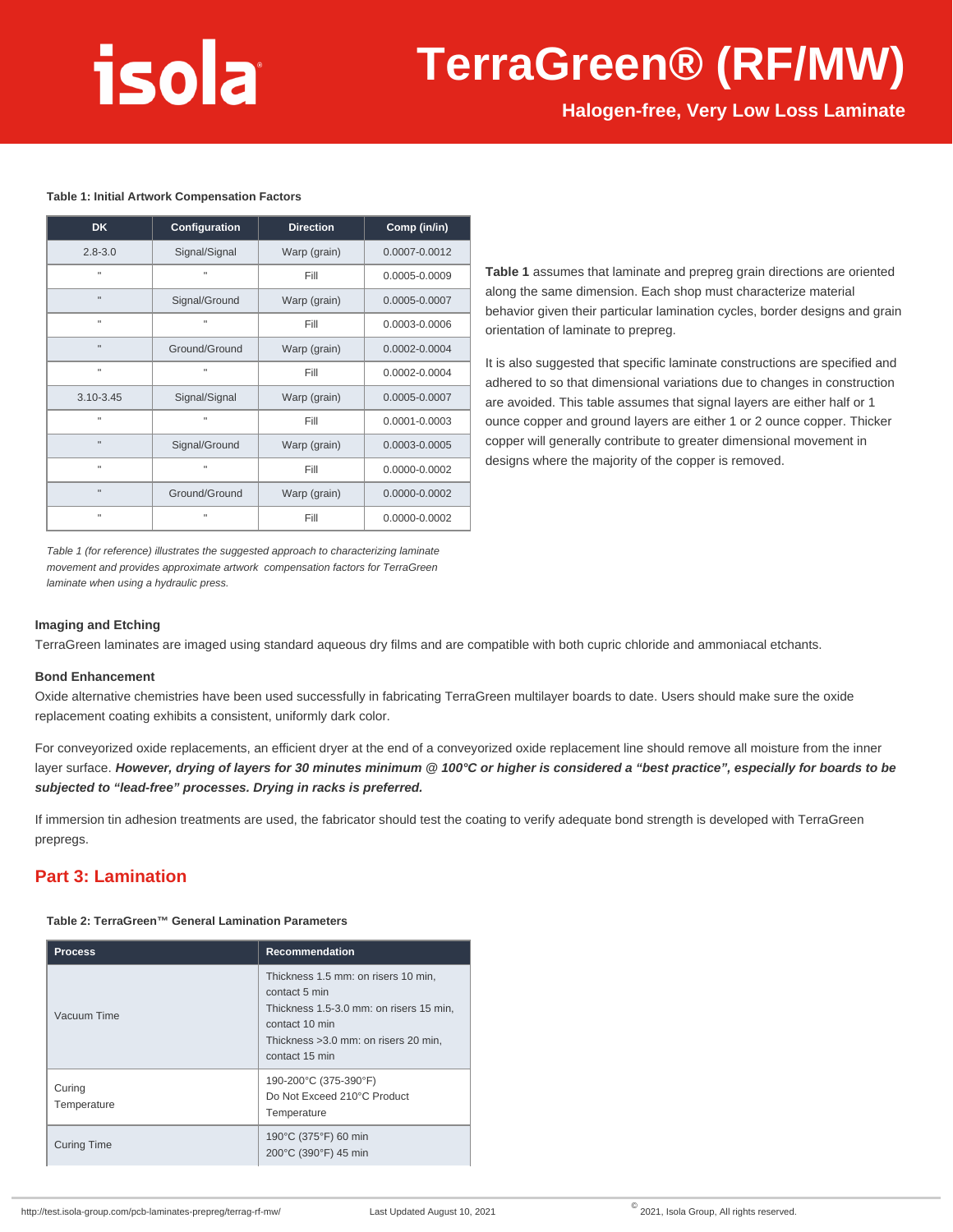**Table 1: Initial Artwork Compensation Factors**

| DK | Configuration | Direction | Comp (in/in) |
|---|---|---|---|
| 2.8-3.0 | Signal/Signal | Warp (grain) | 0.0007-0.0012 |
| " | " | Fill | 0.0005-0.0009 |
| " | Signal/Ground | Warp (grain) | 0.0005-0.0007 |
| " | " | Fill | 0.0003-0.0006 |
| " | Ground/Ground | Warp (grain) | 0.0002-0.0004 |
| " | " | Fill | 0.0002-0.0004 |
| 3.10-3.45 | Signal/Signal | Warp (grain) | 0.0005-0.0007 |
| " | " | Fill | 0.0001-0.0003 |
| " | Signal/Ground | Warp (grain) | 0.0003-0.0005 |
| " | " | Fill | 0.0000-0.0002 |
| " | Ground/Ground | Warp (grain) | 0.0000-0.0002 |
| " | " | Fill | 0.0000-0.0002 |

*Table 1 (for reference) illustrates the suggested approach to characterizing laminate movement and provides approximate artwork compensation factors for TerraGreen laminate when using a hydraulic press.*

**Table 1** assumes that laminate and prepreg grain directions are oriented along the same dimension. Each shop must characterize material behavior given their particular lamination cycles, border designs and grain orientation of laminate to prepreg.

It is also suggested that specific laminate constructions are specified and adhered to so that dimensional variations due to changes in construction are avoided. This table assumes that signal layers are either half or 1 ounce copper and ground layers are either 1 or 2 ounce copper. Thicker copper will generally contribute to greater dimensional movement in designs where the majority of the copper is removed.

### Imaging and Etching

TerraGreen laminates are imaged using standard aqueous dry films and are compatible with both cupric chloride and ammoniacal etchants.

### Bond Enhancement

Oxide alternative chemistries have been used successfully in fabricating TerraGreen multilayer boards to date. Users should make sure the oxide replacement coating exhibits a consistent, uniformly dark color.

For conveyorized oxide replacements, an efficient dryer at the end of a conveyorized oxide replacement line should remove all moisture from the inner layer surface. ***However, drying of layers for 30 minutes minimum @ 100°C or higher is considered a "best practice", especially for boards to be subjected to "lead-free" processes. Drying in racks is preferred.***

If immersion tin adhesion treatments are used, the fabricator should test the coating to verify adequate bond strength is developed with TerraGreen prepregs.

## Part 3: Lamination

**Table 2: TerraGreen™ General Lamination Parameters**

| Process | Recommendation |
|---|---|
| Vacuum Time | Thickness 1.5 mm: on risers 10 min, contact 5 min<br>Thickness 1.5-3.0 mm: on risers 15 min, contact 10 min<br>Thickness >3.0 mm: on risers 20 min, contact 15 min |
| Curing Temperature | 190-200°C (375-390°F)<br>Do Not Exceed 210°C Product Temperature |
| Curing Time | 190°C (375°F) 60 min<br>200°C (390°F) 45 min |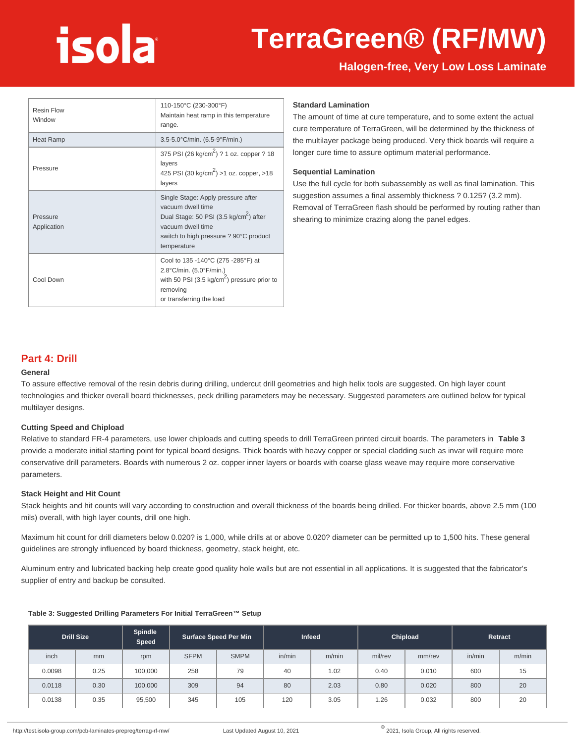| | |
|---|---|
| Resin Flow Window | 110-150°C (230-300°F) Maintain heat ramp in this temperature range. |
| Heat Ramp | 3.5-5.0°C/min. (6.5-9°F/min.) |
| Pressure | 375 PSI (26 kg/cm$^2$) ? 1 oz. copper ? 18 layers<br>425 PSI (30 kg/cm$^2$) >1 oz. copper, >18 layers |
| Pressure Application | Single Stage: Apply pressure after vacuum dwell time<br>Dual Stage: 50 PSI (3.5 kg/cm$^2$) after vacuum dwell time<br>switch to high pressure ? 90°C product temperature |
| Cool Down | Cool to 135 -140°C (275 -285°F) at 2.8°C/min. (5.0°F/min.)<br>with 50 PSI (3.5 kg/cm$^2$) pressure prior to removing<br>or transferring the load |

**Standard Lamination**

The amount of time at cure temperature, and to some extent the actual cure temperature of TerraGreen, will be determined by the thickness of the multilayer package being produced. Very thick boards will require a longer cure time to assure optimum material performance.

**Sequential Lamination**

Use the full cycle for both subassembly as well as final lamination. This suggestion assumes a final assembly thickness ? 0.125? (3.2 mm). Removal of TerraGreen flash should be performed by routing rather than shearing to minimize crazing along the panel edges.

## Part 4: Drill

**General**

To assure effective removal of the resin debris during drilling, undercut drill geometries and high helix tools are suggested. On high layer count technologies and thicker overall board thicknesses, peck drilling parameters may be necessary. Suggested parameters are outlined below for typical multilayer designs.

**Cutting Speed and Chipload**

Relative to standard FR-4 parameters, use lower chiploads and cutting speeds to drill TerraGreen printed circuit boards. The parameters in **Table 3** provide a moderate initial starting point for typical board designs. Thick boards with heavy copper or special cladding such as invar will require more conservative drill parameters. Boards with numerous 2 oz. copper inner layers or boards with coarse glass weave may require more conservative parameters.

**Stack Height and Hit Count**

Stack heights and hit counts will vary according to construction and overall thickness of the boards being drilled. For thicker boards, above 2.5 mm (100 mils) overall, with high layer counts, drill one high.

Maximum hit count for drill diameters below 0.020? is 1,000, while drills at or above 0.020? diameter can be permitted up to 1,500 hits. These general guidelines are strongly influenced by board thickness, geometry, stack height, etc.

Aluminum entry and lubricated backing help create good quality hole walls but are not essential in all applications. It is suggested that the fabricator's supplier of entry and backup be consulted.

**Table 3: Suggested Drilling Parameters For Initial TerraGreen™ Setup**

| Drill Size | | Spindle Speed | Surface Speed Per Min | | Infeed | | Chipload | | Retract | |
|---|---|---|---|---|---|---|---|---|---|---|
| inch | mm | rpm | SFPM | SMPM | in/min | m/min | mil/rev | mm/rev | in/min | m/min |
| 0.0098 | 0.25 | 100,000 | 258 | 79 | 40 | 1.02 | 0.40 | 0.010 | 600 | 15 |
| 0.0118 | 0.30 | 100,000 | 309 | 94 | 80 | 2.03 | 0.80 | 0.020 | 800 | 20 |
| 0.0138 | 0.35 | 95,500 | 345 | 105 | 120 | 3.05 | 1.26 | 0.032 | 800 | 20 |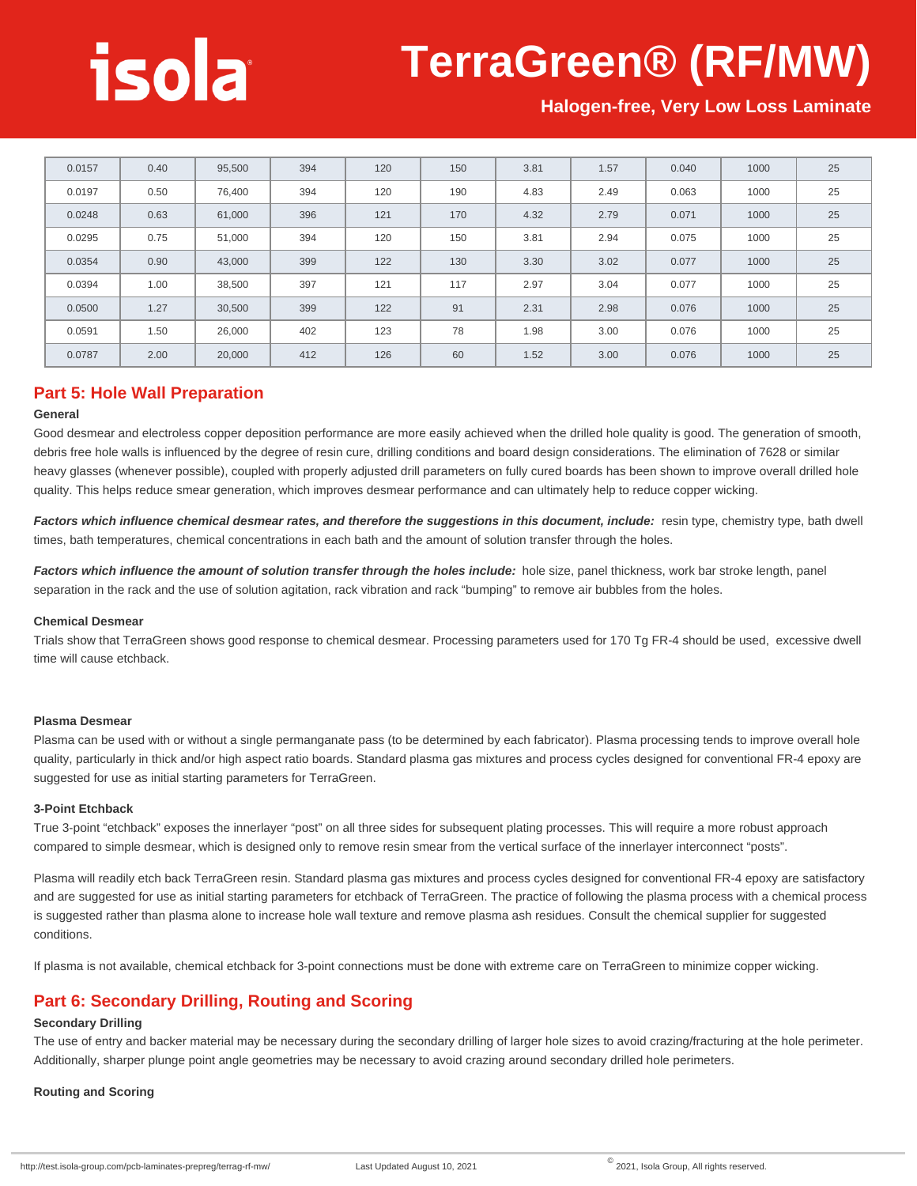| 0.0157 | 0.40 | 95,500 | 394 | 120 | 150 | 3.81 | 1.57 | 0.040 | 1000 | 25 |
|---|---|---|---|---|---|---|---|---|---|---|
| 0.0197 | 0.50 | 76,400 | 394 | 120 | 190 | 4.83 | 2.49 | 0.063 | 1000 | 25 |
| 0.0248 | 0.63 | 61,000 | 396 | 121 | 170 | 4.32 | 2.79 | 0.071 | 1000 | 25 |
| 0.0295 | 0.75 | 51,000 | 394 | 120 | 150 | 3.81 | 2.94 | 0.075 | 1000 | 25 |
| 0.0354 | 0.90 | 43,000 | 399 | 122 | 130 | 3.30 | 3.02 | 0.077 | 1000 | 25 |
| 0.0394 | 1.00 | 38,500 | 397 | 121 | 117 | 2.97 | 3.04 | 0.077 | 1000 | 25 |
| 0.0500 | 1.27 | 30,500 | 399 | 122 | 91 | 2.31 | 2.98 | 0.076 | 1000 | 25 |
| 0.0591 | 1.50 | 26,000 | 402 | 123 | 78 | 1.98 | 3.00 | 0.076 | 1000 | 25 |
| 0.0787 | 2.00 | 20,000 | 412 | 126 | 60 | 1.52 | 3.00 | 0.076 | 1000 | 25 |

## Part 5: Hole Wall Preparation

**General**

Good desmear and electroless copper deposition performance are more easily achieved when the drilled hole quality is good. The generation of smooth, debris free hole walls is influenced by the degree of resin cure, drilling conditions and board design considerations. The elimination of 7628 or similar heavy glasses (whenever possible), coupled with properly adjusted drill parameters on fully cured boards has been shown to improve overall drilled hole quality. This helps reduce smear generation, which improves desmear performance and can ultimately help to reduce copper wicking.

***Factors which influence chemical desmear rates, and therefore the suggestions in this document, include:*** resin type, chemistry type, bath dwell times, bath temperatures, chemical concentrations in each bath and the amount of solution transfer through the holes.

***Factors which influence the amount of solution transfer through the holes include:*** hole size, panel thickness, work bar stroke length, panel separation in the rack and the use of solution agitation, rack vibration and rack "bumping" to remove air bubbles from the holes.

**Chemical Desmear**

Trials show that TerraGreen shows good response to chemical desmear. Processing parameters used for 170 Tg FR-4 should be used, excessive dwell time will cause etchback.

**Plasma Desmear**

Plasma can be used with or without a single permanganate pass (to be determined by each fabricator). Plasma processing tends to improve overall hole quality, particularly in thick and/or high aspect ratio boards. Standard plasma gas mixtures and process cycles designed for conventional FR-4 epoxy are suggested for use as initial starting parameters for TerraGreen.

**3-Point Etchback**

True 3-point "etchback" exposes the innerlayer "post" on all three sides for subsequent plating processes. This will require a more robust approach compared to simple desmear, which is designed only to remove resin smear from the vertical surface of the innerlayer interconnect "posts".

Plasma will readily etch back TerraGreen resin. Standard plasma gas mixtures and process cycles designed for conventional FR-4 epoxy are satisfactory and are suggested for use as initial starting parameters for etchback of TerraGreen. The practice of following the plasma process with a chemical process is suggested rather than plasma alone to increase hole wall texture and remove plasma ash residues. Consult the chemical supplier for suggested conditions.

If plasma is not available, chemical etchback for 3-point connections must be done with extreme care on TerraGreen to minimize copper wicking.

## Part 6: Secondary Drilling, Routing and Scoring

**Secondary Drilling**

The use of entry and backer material may be necessary during the secondary drilling of larger hole sizes to avoid crazing/fracturing at the hole perimeter. Additionally, sharper plunge point angle geometries may be necessary to avoid crazing around secondary drilled hole perimeters.

**Routing and Scoring**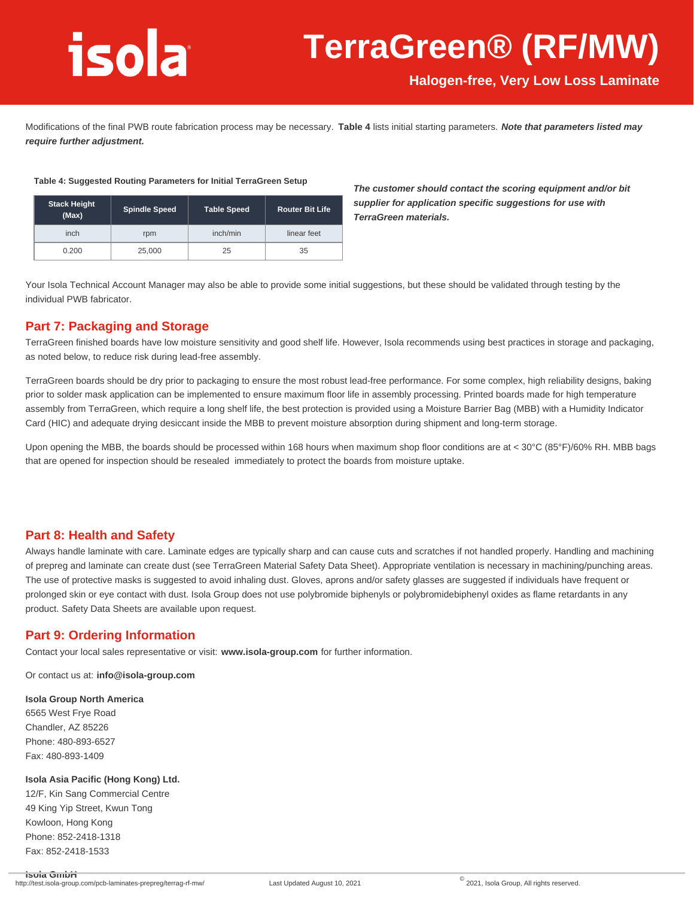Modifications of the final PWB route fabrication process may be necessary. **Table 4** lists initial starting parameters. ***Note that parameters listed may require further adjustment.***

**Table 4: Suggested Routing Parameters for Initial TerraGreen Setup**

| Stack Height (Max) | Spindle Speed | Table Speed | Router Bit Life |
|---|---|---|---|
| inch | rpm | inch/min | linear feet |
| 0.200 | 25,000 | 25 | 35 |

***The customer should contact the scoring equipment and/or bit supplier for application specific suggestions for use with TerraGreen materials.***

Your Isola Technical Account Manager may also be able to provide some initial suggestions, but these should be validated through testing by the individual PWB fabricator.

## Part 7: Packaging and Storage

TerraGreen finished boards have low moisture sensitivity and good shelf life. However, Isola recommends using best practices in storage and packaging, as noted below, to reduce risk during lead-free assembly.

TerraGreen boards should be dry prior to packaging to ensure the most robust lead-free performance. For some complex, high reliability designs, baking prior to solder mask application can be implemented to ensure maximum floor life in assembly processing. Printed boards made for high temperature assembly from TerraGreen, which require a long shelf life, the best protection is provided using a Moisture Barrier Bag (MBB) with a Humidity Indicator Card (HIC) and adequate drying desiccant inside the MBB to prevent moisture absorption during shipment and long-term storage.

Upon opening the MBB, the boards should be processed within 168 hours when maximum shop floor conditions are at < 30°C (85°F)/60% RH. MBB bags that are opened for inspection should be resealed immediately to protect the boards from moisture uptake.

## Part 8: Health and Safety

Always handle laminate with care. Laminate edges are typically sharp and can cause cuts and scratches if not handled properly. Handling and machining of prepreg and laminate can create dust (see TerraGreen Material Safety Data Sheet). Appropriate ventilation is necessary in machining/punching areas. The use of protective masks is suggested to avoid inhaling dust. Gloves, aprons and/or safety glasses are suggested if individuals have frequent or prolonged skin or eye contact with dust. Isola Group does not use polybromide biphenyls or polybromidebiphenyl oxides as flame retardants in any product. Safety Data Sheets are available upon request.

## Part 9: Ordering Information

Contact your local sales representative or visit: **www.isola-group.com** for further information.

Or contact us at: **info@isola-group.com**

**Isola Group North America**
6565 West Frye Road
Chandler, AZ 85226
Phone: 480-893-6527
Fax: 480-893-1409

**Isola Asia Pacific (Hong Kong) Ltd.**
12/F, Kin Sang Commercial Centre
49 King Yip Street, Kwun Tong
Kowloon, Hong Kong
Phone: 852-2418-1318
Fax: 852-2418-1533

**Isola GmbH**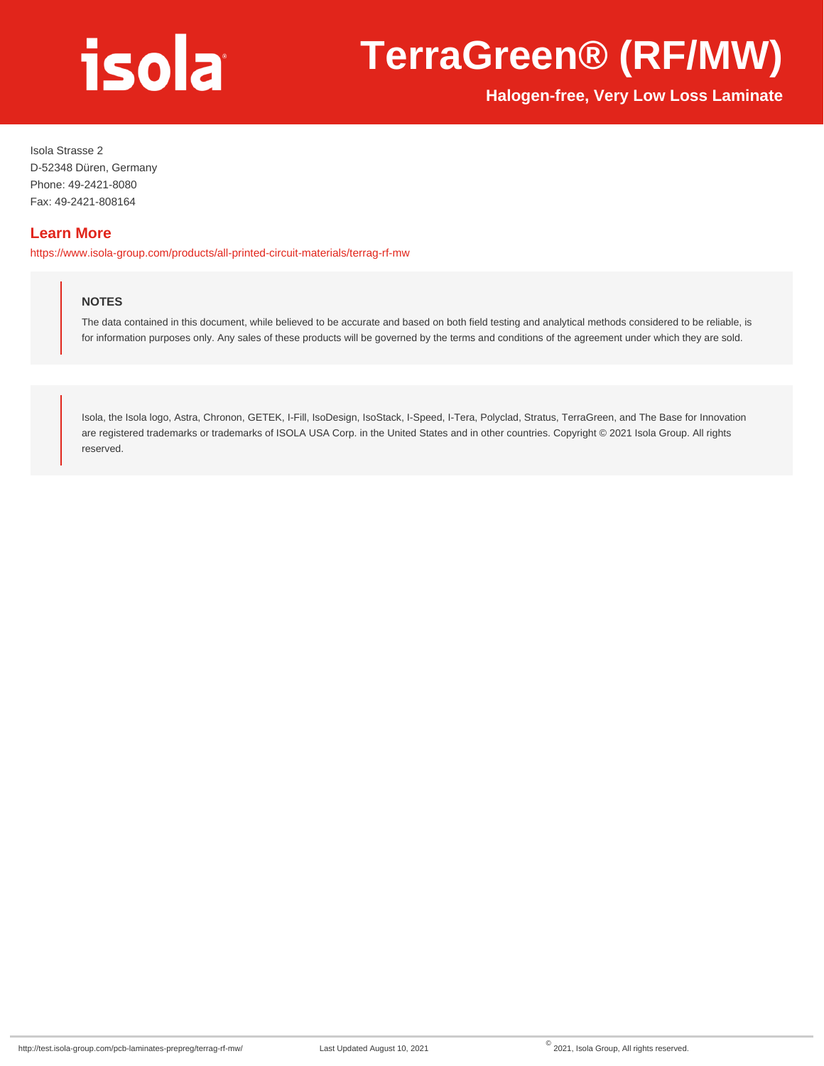isola

# TerraGreen® (RF/MW)

**Halogen-free, Very Low Loss Laminate**

Isola Strasse 2
D-52348 Düren, Germany
Phone: 49-2421-8080
Fax: 49-2421-808164

## Learn More

https://www.isola-group.com/products/all-printed-circuit-materials/terrag-rf-mw

> **NOTES**
>
> The data contained in this document, while believed to be accurate and based on both field testing and analytical methods considered to be reliable, is for information purposes only. Any sales of these products will be governed by the terms and conditions of the agreement under which they are sold.

> Isola, the Isola logo, Astra, Chronon, GETEK, I-Fill, IsoDesign, IsoStack, I-Speed, I-Tera, Polyclad, Stratus, TerraGreen, and The Base for Innovation are registered trademarks or trademarks of ISOLA USA Corp. in the United States and in other countries. Copyright © 2021 Isola Group. All rights reserved.